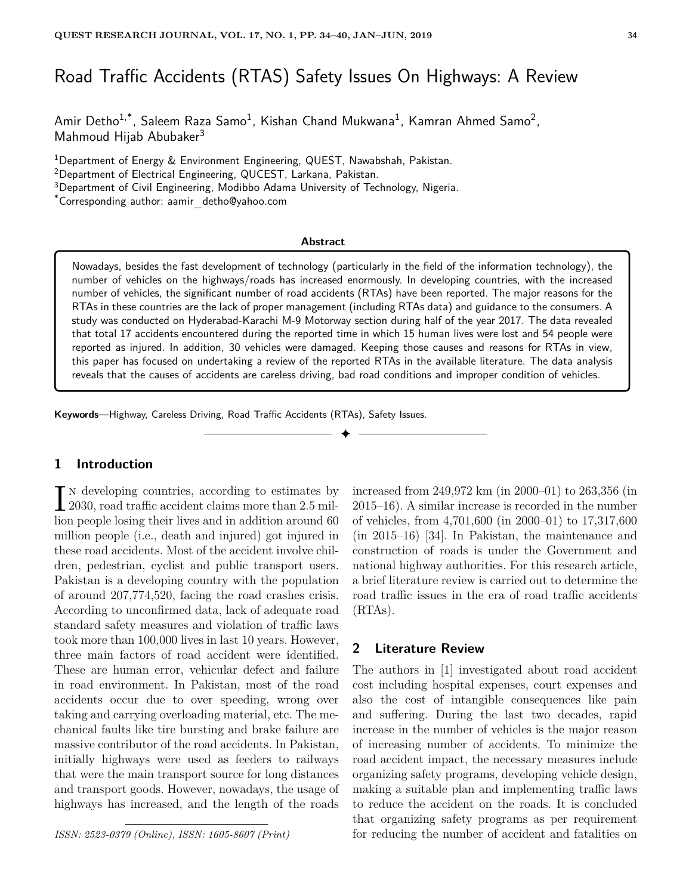# Road Traffic Accidents (RTAS) Safety Issues On Highways: A Review

Amir Detho[1,*], Saleem Raza Samo[1], Kishan Chand Mukwana[1], Kamran Ahmed Samo[2], Mahmoud Hijab Abubaker[3]

[1]Department of Energy & Environment Engineering, QUEST, Nawabshah, Pakistan.
[2]Department of Electrical Engineering, QUCEST, Larkana, Pakistan.
[3]Department of Civil Engineering, Modibbo Adama University of Technology, Nigeria.
[*]Corresponding author: aamir_detho@yahoo.com

**Abstract**

Nowadays, besides the fast development of technology (particularly in the field of the information technology), the number of vehicles on the highways/roads has increased enormously. In developing countries, with the increased number of vehicles, the significant number of road accidents (RTAs) have been reported. The major reasons for the RTAs in these countries are the lack of proper management (including RTAs data) and guidance to the consumers. A study was conducted on Hyderabad-Karachi M-9 Motorway section during half of the year 2017. The data revealed that total 17 accidents encountered during the reported time in which 15 human lives were lost and 54 people were reported as injured. In addition, 30 vehicles were damaged. Keeping those causes and reasons for RTAs in view, this paper has focused on undertaking a review of the reported RTAs in the available literature. The data analysis reveals that the causes of accidents are careless driving, bad road conditions and improper condition of vehicles.

**Keywords**—Highway, Careless Driving, Road Traffic Accidents (RTAs), Safety Issues.

## 1 Introduction

In developing countries, according to estimates by 2030, road traffic accident claims more than 2.5 million people losing their lives and in addition around 60 million people (i.e., death and injured) got injured in these road accidents. Most of the accident involve children, pedestrian, cyclist and public transport users. Pakistan is a developing country with the population of around 207,774,520, facing the road crashes crisis. According to unconfirmed data, lack of adequate road standard safety measures and violation of traffic laws took more than 100,000 lives in last 10 years. However, three main factors of road accident were identified. These are human error, vehicular defect and failure in road environment. In Pakistan, most of the road accidents occur due to over speeding, wrong over taking and carrying overloading material, etc. The mechanical faults like tire bursting and brake failure are massive contributor of the road accidents. In Pakistan, initially highways were used as feeders to railways that were the main transport source for long distances and transport goods. However, nowadays, the usage of highways has increased, and the length of the roads increased from 249,972 km (in 2000–01) to 263,356 (in 2015–16). A similar increase is recorded in the number of vehicles, from 4,701,600 (in 2000–01) to 17,317,600 (in 2015–16) [34]. In Pakistan, the maintenance and construction of roads is under the Government and national highway authorities. For this research article, a brief literature review is carried out to determine the road traffic issues in the era of road traffic accidents (RTAs).

*ISSN: 2523-0379 (Online), ISSN: 1605-8607 (Print)*

## 2 Literature Review

The authors in [1] investigated about road accident cost including hospital expenses, court expenses and also the cost of intangible consequences like pain and suffering. During the last two decades, rapid increase in the number of vehicles is the major reason of increasing number of accidents. To minimize the road accident impact, the necessary measures include organizing safety programs, developing vehicle design, making a suitable plan and implementing traffic laws to reduce the accident on the roads. It is concluded that organizing safety programs as per requirement for reducing the number of accident and fatalities on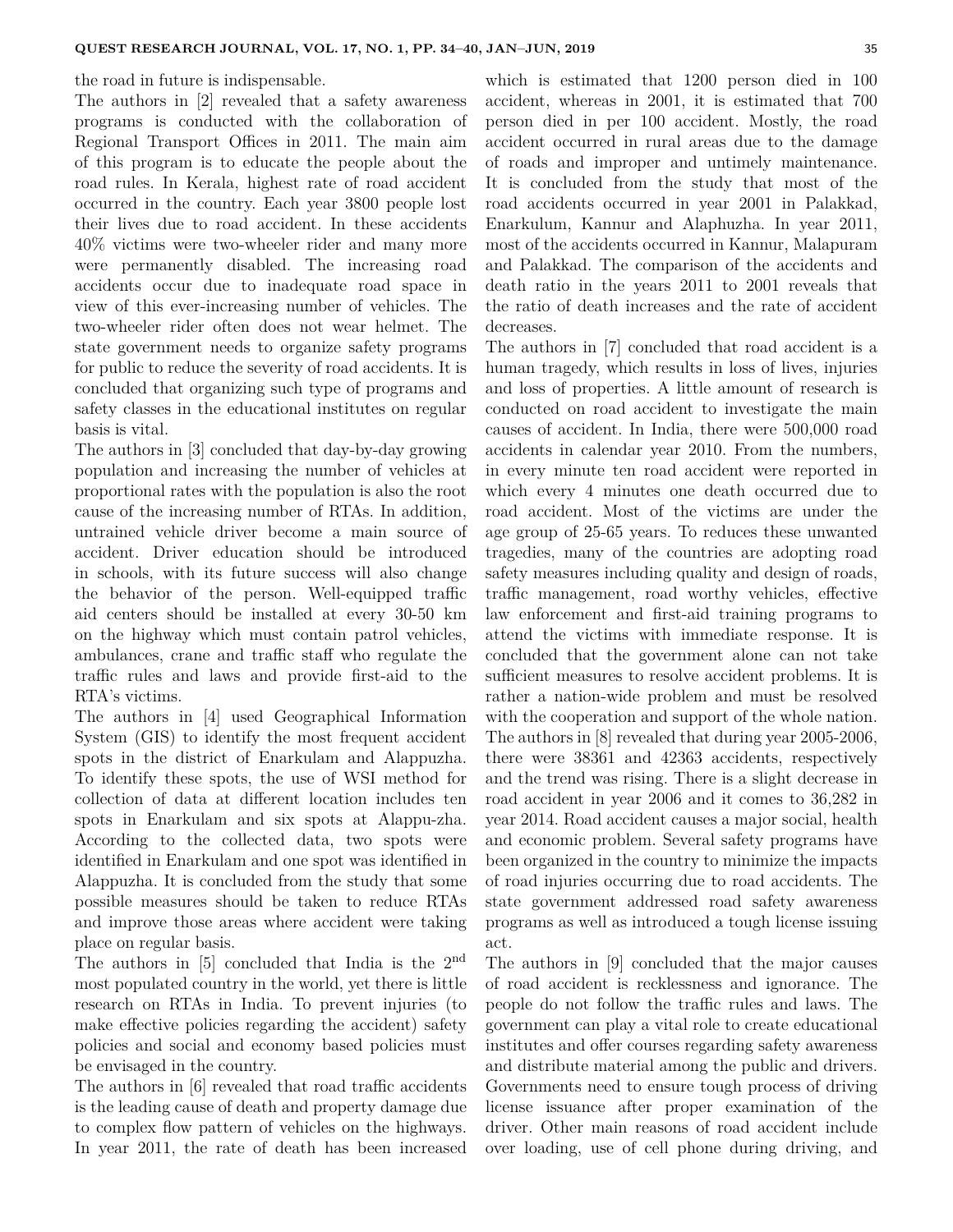the road in future is indispensable.

The authors in [2] revealed that a safety awareness programs is conducted with the collaboration of Regional Transport Offices in 2011. The main aim of this program is to educate the people about the road rules. In Kerala, highest rate of road accident occurred in the country. Each year 3800 people lost their lives due to road accident. In these accidents 40% victims were two-wheeler rider and many more were permanently disabled. The increasing road accidents occur due to inadequate road space in view of this ever-increasing number of vehicles. The two-wheeler rider often does not wear helmet. The state government needs to organize safety programs for public to reduce the severity of road accidents. It is concluded that organizing such type of programs and safety classes in the educational institutes on regular basis is vital.

The authors in [3] concluded that day-by-day growing population and increasing the number of vehicles at proportional rates with the population is also the root cause of the increasing number of RTAs. In addition, untrained vehicle driver become a main source of accident. Driver education should be introduced in schools, with its future success will also change the behavior of the person. Well-equipped traffic aid centers should be installed at every 30-50 km on the highway which must contain patrol vehicles, ambulances, crane and traffic staff who regulate the traffic rules and laws and provide first-aid to the RTA's victims.

The authors in [4] used Geographical Information System (GIS) to identify the most frequent accident spots in the district of Enarkulam and Alappuzha. To identify these spots, the use of WSI method for collection of data at different location includes ten spots in Enarkulam and six spots at Alappu-zha. According to the collected data, two spots were identified in Enarkulam and one spot was identified in Alappuzha. It is concluded from the study that some possible measures should be taken to reduce RTAs and improve those areas where accident were taking place on regular basis.

The authors in [5] concluded that India is the 2nd most populated country in the world, yet there is little research on RTAs in India. To prevent injuries (to make effective policies regarding the accident) safety policies and social and economy based policies must be envisaged in the country.

The authors in [6] revealed that road traffic accidents is the leading cause of death and property damage due to complex flow pattern of vehicles on the highways. In year 2011, the rate of death has been increased which is estimated that 1200 person died in 100 accident, whereas in 2001, it is estimated that 700 person died in per 100 accident. Mostly, the road accident occurred in rural areas due to the damage of roads and improper and untimely maintenance. It is concluded from the study that most of the road accidents occurred in year 2001 in Palakkad, Enarkulum, Kannur and Alaphuzha. In year 2011, most of the accidents occurred in Kannur, Malapuram and Palakkad. The comparison of the accidents and death ratio in the years 2011 to 2001 reveals that the ratio of death increases and the rate of accident decreases.

The authors in [7] concluded that road accident is a human tragedy, which results in loss of lives, injuries and loss of properties. A little amount of research is conducted on road accident to investigate the main causes of accident. In India, there were 500,000 road accidents in calendar year 2010. From the numbers, in every minute ten road accident were reported in which every 4 minutes one death occurred due to road accident. Most of the victims are under the age group of 25-65 years. To reduces these unwanted tragedies, many of the countries are adopting road safety measures including quality and design of roads, traffic management, road worthy vehicles, effective law enforcement and first-aid training programs to attend the victims with immediate response. It is concluded that the government alone can not take sufficient measures to resolve accident problems. It is rather a nation-wide problem and must be resolved with the cooperation and support of the whole nation.

The authors in [8] revealed that during year 2005-2006, there were 38361 and 42363 accidents, respectively and the trend was rising. There is a slight decrease in road accident in year 2006 and it comes to 36,282 in year 2014. Road accident causes a major social, health and economic problem. Several safety programs have been organized in the country to minimize the impacts of road injuries occurring due to road accidents. The state government addressed road safety awareness programs as well as introduced a tough license issuing act.

The authors in [9] concluded that the major causes of road accident is recklessness and ignorance. The people do not follow the traffic rules and laws. The government can play a vital role to create educational institutes and offer courses regarding safety awareness and distribute material among the public and drivers. Governments need to ensure tough process of driving license issuance after proper examination of the driver. Other main reasons of road accident include over loading, use of cell phone during driving, and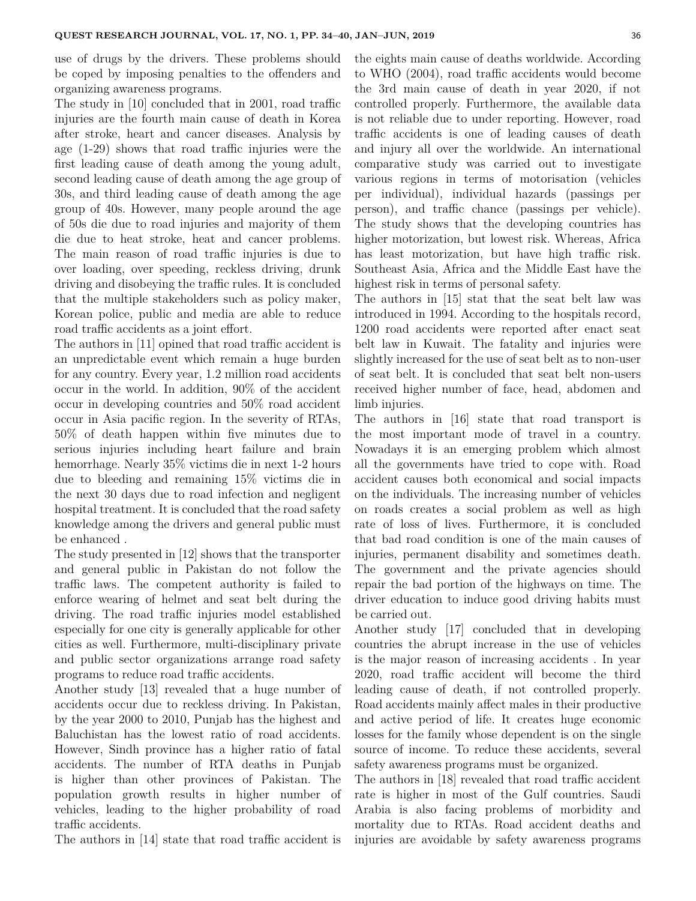use of drugs by the drivers. These problems should be coped by imposing penalties to the offenders and organizing awareness programs.

The study in [10] concluded that in 2001, road traffic injuries are the fourth main cause of death in Korea after stroke, heart and cancer diseases. Analysis by age (1-29) shows that road traffic injuries were the first leading cause of death among the young adult, second leading cause of death among the age group of 30s, and third leading cause of death among the age group of 40s. However, many people around the age of 50s die due to road injuries and majority of them die due to heat stroke, heat and cancer problems. The main reason of road traffic injuries is due to over loading, over speeding, reckless driving, drunk driving and disobeying the traffic rules. It is concluded that the multiple stakeholders such as policy maker, Korean police, public and media are able to reduce road traffic accidents as a joint effort.

The authors in [11] opined that road traffic accident is an unpredictable event which remain a huge burden for any country. Every year, 1.2 million road accidents occur in the world. In addition, 90% of the accident occur in developing countries and 50% road accident occur in Asia pacific region. In the severity of RTAs, 50% of death happen within five minutes due to serious injuries including heart failure and brain hemorrhage. Nearly 35% victims die in next 1-2 hours due to bleeding and remaining 15% victims die in the next 30 days due to road infection and negligent hospital treatment. It is concluded that the road safety knowledge among the drivers and general public must be enhanced .

The study presented in [12] shows that the transporter and general public in Pakistan do not follow the traffic laws. The competent authority is failed to enforce wearing of helmet and seat belt during the driving. The road traffic injuries model established especially for one city is generally applicable for other cities as well. Furthermore, multi-disciplinary private and public sector organizations arrange road safety programs to reduce road traffic accidents.

Another study [13] revealed that a huge number of accidents occur due to reckless driving. In Pakistan, by the year 2000 to 2010, Punjab has the highest and Baluchistan has the lowest ratio of road accidents. However, Sindh province has a higher ratio of fatal accidents. The number of RTA deaths in Punjab is higher than other provinces of Pakistan. The population growth results in higher number of vehicles, leading to the higher probability of road traffic accidents.

The authors in [14] state that road traffic accident is the eights main cause of deaths worldwide. According to WHO (2004), road traffic accidents would become the 3rd main cause of death in year 2020, if not controlled properly. Furthermore, the available data is not reliable due to under reporting. However, road traffic accidents is one of leading causes of death and injury all over the worldwide. An international comparative study was carried out to investigate various regions in terms of motorisation (vehicles per individual), individual hazards (passings per person), and traffic chance (passings per vehicle). The study shows that the developing countries has higher motorization, but lowest risk. Whereas, Africa has least motorization, but have high traffic risk. Southeast Asia, Africa and the Middle East have the highest risk in terms of personal safety.

The authors in [15] stat that the seat belt law was introduced in 1994. According to the hospitals record, 1200 road accidents were reported after enact seat belt law in Kuwait. The fatality and injuries were slightly increased for the use of seat belt as to non-user of seat belt. It is concluded that seat belt non-users received higher number of face, head, abdomen and limb injuries.

The authors in [16] state that road transport is the most important mode of travel in a country. Nowadays it is an emerging problem which almost all the governments have tried to cope with. Road accident causes both economical and social impacts on the individuals. The increasing number of vehicles on roads creates a social problem as well as high rate of loss of lives. Furthermore, it is concluded that bad road condition is one of the main causes of injuries, permanent disability and sometimes death. The government and the private agencies should repair the bad portion of the highways on time. The driver education to induce good driving habits must be carried out.

Another study [17] concluded that in developing countries the abrupt increase in the use of vehicles is the major reason of increasing accidents . In year 2020, road traffic accident will become the third leading cause of death, if not controlled properly. Road accidents mainly affect males in their productive and active period of life. It creates huge economic losses for the family whose dependent is on the single source of income. To reduce these accidents, several safety awareness programs must be organized.

The authors in [18] revealed that road traffic accident rate is higher in most of the Gulf countries. Saudi Arabia is also facing problems of morbidity and mortality due to RTAs. Road accident deaths and injuries are avoidable by safety awareness programs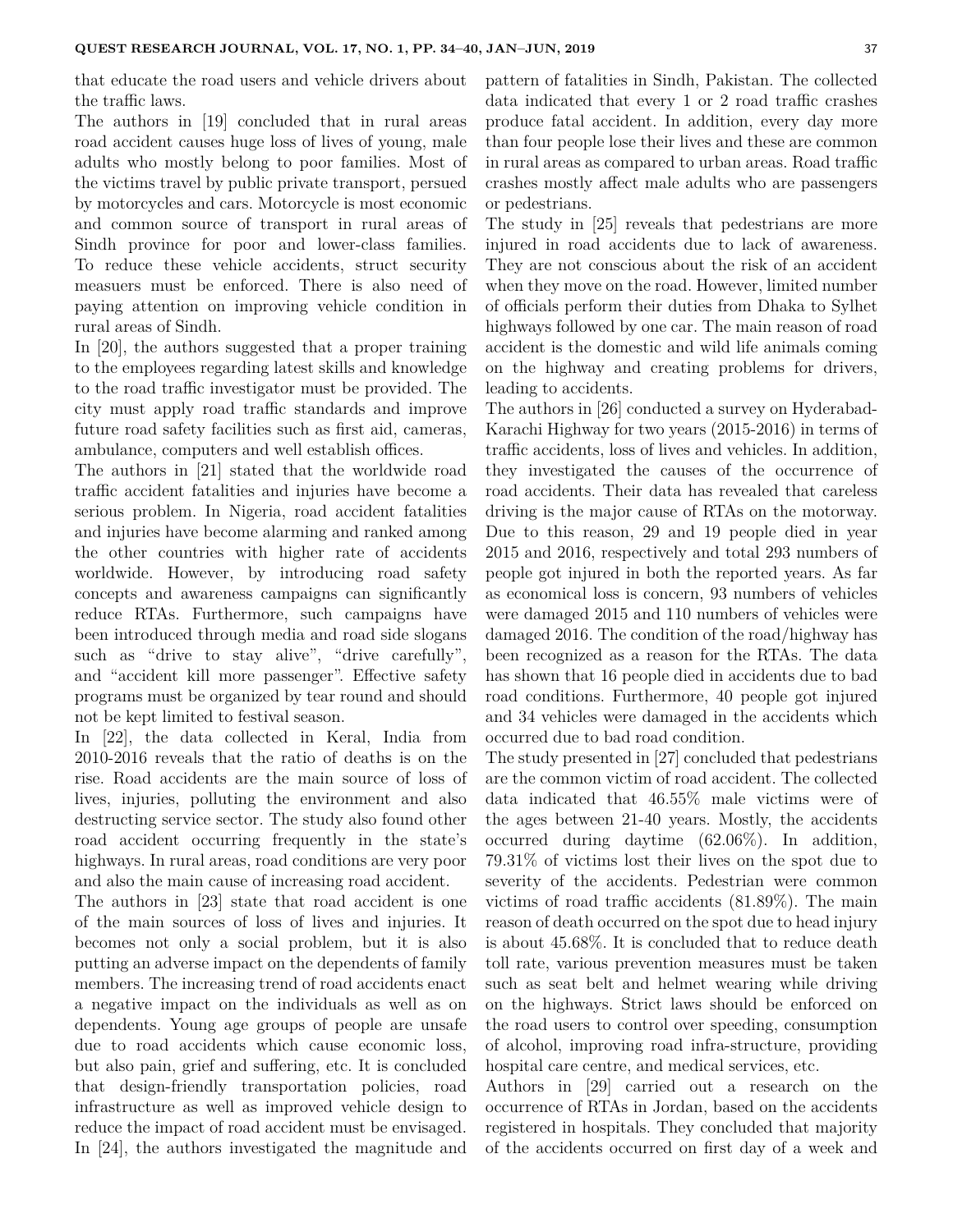that educate the road users and vehicle drivers about the traffic laws.

The authors in [19] concluded that in rural areas road accident causes huge loss of lives of young, male adults who mostly belong to poor families. Most of the victims travel by public private transport, persued by motorcycles and cars. Motorcycle is most economic and common source of transport in rural areas of Sindh province for poor and lower-class families. To reduce these vehicle accidents, struct security measuers must be enforced. There is also need of paying attention on improving vehicle condition in rural areas of Sindh.

In [20], the authors suggested that a proper training to the employees regarding latest skills and knowledge to the road traffic investigator must be provided. The city must apply road traffic standards and improve future road safety facilities such as first aid, cameras, ambulance, computers and well establish offices.

The authors in [21] stated that the worldwide road traffic accident fatalities and injuries have become a serious problem. In Nigeria, road accident fatalities and injuries have become alarming and ranked among the other countries with higher rate of accidents worldwide. However, by introducing road safety concepts and awareness campaigns can significantly reduce RTAs. Furthermore, such campaigns have been introduced through media and road side slogans such as “drive to stay alive”, “drive carefully”, and “accident kill more passenger”. Effective safety programs must be organized by tear round and should not be kept limited to festival season.

In [22], the data collected in Keral, India from 2010-2016 reveals that the ratio of deaths is on the rise. Road accidents are the main source of loss of lives, injuries, polluting the environment and also destructing service sector. The study also found other road accident occurring frequently in the state’s highways. In rural areas, road conditions are very poor and also the main cause of increasing road accident.

The authors in [23] state that road accident is one of the main sources of loss of lives and injuries. It becomes not only a social problem, but it is also putting an adverse impact on the dependents of family members. The increasing trend of road accidents enact a negative impact on the individuals as well as on dependents. Young age groups of people are unsafe due to road accidents which cause economic loss, but also pain, grief and suffering, etc. It is concluded that design-friendly transportation policies, road infrastructure as well as improved vehicle design to reduce the impact of road accident must be envisaged.

In [24], the authors investigated the magnitude and pattern of fatalities in Sindh, Pakistan. The collected data indicated that every 1 or 2 road traffic crashes produce fatal accident. In addition, every day more than four people lose their lives and these are common in rural areas as compared to urban areas. Road traffic crashes mostly affect male adults who are passengers or pedestrians.

The study in [25] reveals that pedestrians are more injured in road accidents due to lack of awareness. They are not conscious about the risk of an accident when they move on the road. However, limited number of officials perform their duties from Dhaka to Sylhet highways followed by one car. The main reason of road accident is the domestic and wild life animals coming on the highway and creating problems for drivers, leading to accidents.

The authors in [26] conducted a survey on Hyderabad-Karachi Highway for two years (2015-2016) in terms of traffic accidents, loss of lives and vehicles. In addition, they investigated the causes of the occurrence of road accidents. Their data has revealed that careless driving is the major cause of RTAs on the motorway. Due to this reason, 29 and 19 people died in year 2015 and 2016, respectively and total 293 numbers of people got injured in both the reported years. As far as economical loss is concern, 93 numbers of vehicles were damaged 2015 and 110 numbers of vehicles were damaged 2016. The condition of the road/highway has been recognized as a reason for the RTAs. The data has shown that 16 people died in accidents due to bad road conditions. Furthermore, 40 people got injured and 34 vehicles were damaged in the accidents which occurred due to bad road condition.

The study presented in [27] concluded that pedestrians are the common victim of road accident. The collected data indicated that 46.55% male victims were of the ages between 21-40 years. Mostly, the accidents occurred during daytime (62.06%). In addition, 79.31% of victims lost their lives on the spot due to severity of the accidents. Pedestrian were common victims of road traffic accidents (81.89%). The main reason of death occurred on the spot due to head injury is about 45.68%. It is concluded that to reduce death toll rate, various prevention measures must be taken such as seat belt and helmet wearing while driving on the highways. Strict laws should be enforced on the road users to control over speeding, consumption of alcohol, improving road infra-structure, providing hospital care centre, and medical services, etc.

Authors in [29] carried out a research on the occurrence of RTAs in Jordan, based on the accidents registered in hospitals. They concluded that majority of the accidents occurred on first day of a week and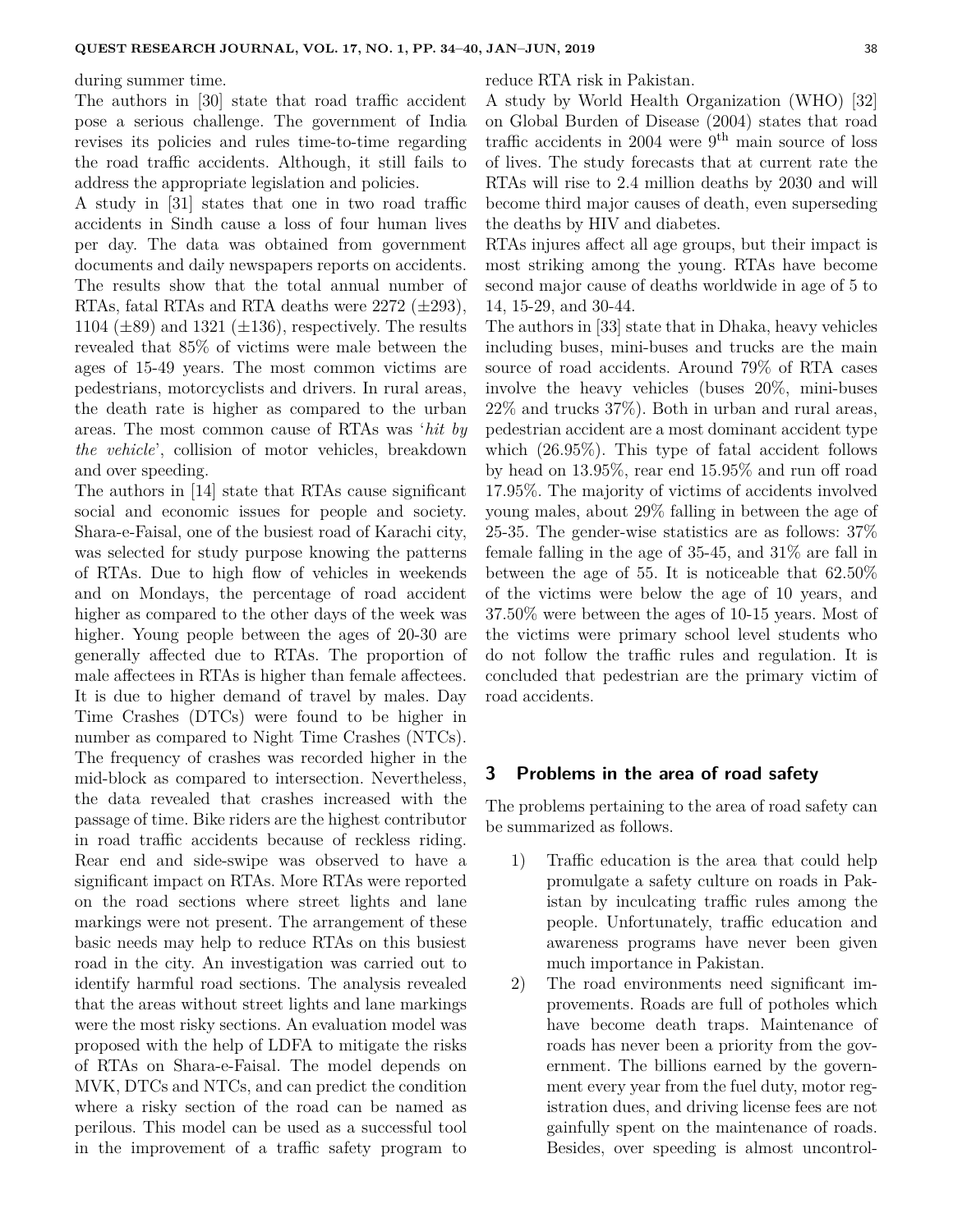during summer time.

The authors in [30] state that road traffic accident pose a serious challenge. The government of India revises its policies and rules time-to-time regarding the road traffic accidents. Although, it still fails to address the appropriate legislation and policies.

A study in [31] states that one in two road traffic accidents in Sindh cause a loss of four human lives per day. The data was obtained from government documents and daily newspapers reports on accidents. The results show that the total annual number of RTAs, fatal RTAs and RTA deaths were 2272 (±293), 1104 (±89) and 1321 (±136), respectively. The results revealed that 85% of victims were male between the ages of 15-49 years. The most common victims are pedestrians, motorcyclists and drivers. In rural areas, the death rate is higher as compared to the urban areas. The most common cause of RTAs was '*hit by the vehicle*', collision of motor vehicles, breakdown and over speeding.

The authors in [14] state that RTAs cause significant social and economic issues for people and society. Shara-e-Faisal, one of the busiest road of Karachi city, was selected for study purpose knowing the patterns of RTAs. Due to high flow of vehicles in weekends and on Mondays, the percentage of road accident higher as compared to the other days of the week was higher. Young people between the ages of 20-30 are generally affected due to RTAs. The proportion of male affectees in RTAs is higher than female affectees. It is due to higher demand of travel by males. Day Time Crashes (DTCs) were found to be higher in number as compared to Night Time Crashes (NTCs). The frequency of crashes was recorded higher in the mid-block as compared to intersection. Nevertheless, the data revealed that crashes increased with the passage of time. Bike riders are the highest contributor in road traffic accidents because of reckless riding. Rear end and side-swipe was observed to have a significant impact on RTAs. More RTAs were reported on the road sections where street lights and lane markings were not present. The arrangement of these basic needs may help to reduce RTAs on this busiest road in the city. An investigation was carried out to identify harmful road sections. The analysis revealed that the areas without street lights and lane markings were the most risky sections. An evaluation model was proposed with the help of LDFA to mitigate the risks of RTAs on Shara-e-Faisal. The model depends on MVK, DTCs and NTCs, and can predict the condition where a risky section of the road can be named as perilous. This model can be used as a successful tool in the improvement of a traffic safety program to reduce RTA risk in Pakistan.

A study by World Health Organization (WHO) [32] on Global Burden of Disease (2004) states that road traffic accidents in 2004 were 9$^{\text{th}}$ main source of loss of lives. The study forecasts that at current rate the RTAs will rise to 2.4 million deaths by 2030 and will become third major causes of death, even superseding the deaths by HIV and diabetes.

RTAs injures affect all age groups, but their impact is most striking among the young. RTAs have become second major cause of deaths worldwide in age of 5 to 14, 15-29, and 30-44.

The authors in [33] state that in Dhaka, heavy vehicles including buses, mini-buses and trucks are the main source of road accidents. Around 79% of RTA cases involve the heavy vehicles (buses 20%, mini-buses 22% and trucks 37%). Both in urban and rural areas, pedestrian accident are a most dominant accident type which (26.95%). This type of fatal accident follows by head on 13.95%, rear end 15.95% and run off road 17.95%. The majority of victims of accidents involved young males, about 29% falling in between the age of 25-35. The gender-wise statistics are as follows: 37% female falling in the age of 35-45, and 31% are fall in between the age of 55. It is noticeable that 62.50% of the victims were below the age of 10 years, and 37.50% were between the ages of 10-15 years. Most of the victims were primary school level students who do not follow the traffic rules and regulation. It is concluded that pedestrian are the primary victim of road accidents.

## 3 Problems in the area of road safety

The problems pertaining to the area of road safety can be summarized as follows.

1) Traffic education is the area that could help promulgate a safety culture on roads in Pakistan by inculcating traffic rules among the people. Unfortunately, traffic education and awareness programs have never been given much importance in Pakistan.
2) The road environments need significant improvements. Roads are full of potholes which have become death traps. Maintenance of roads has never been a priority from the government. The billions earned by the government every year from the fuel duty, motor registration dues, and driving license fees are not gainfully spent on the maintenance of roads. Besides, over speeding is almost uncontrol-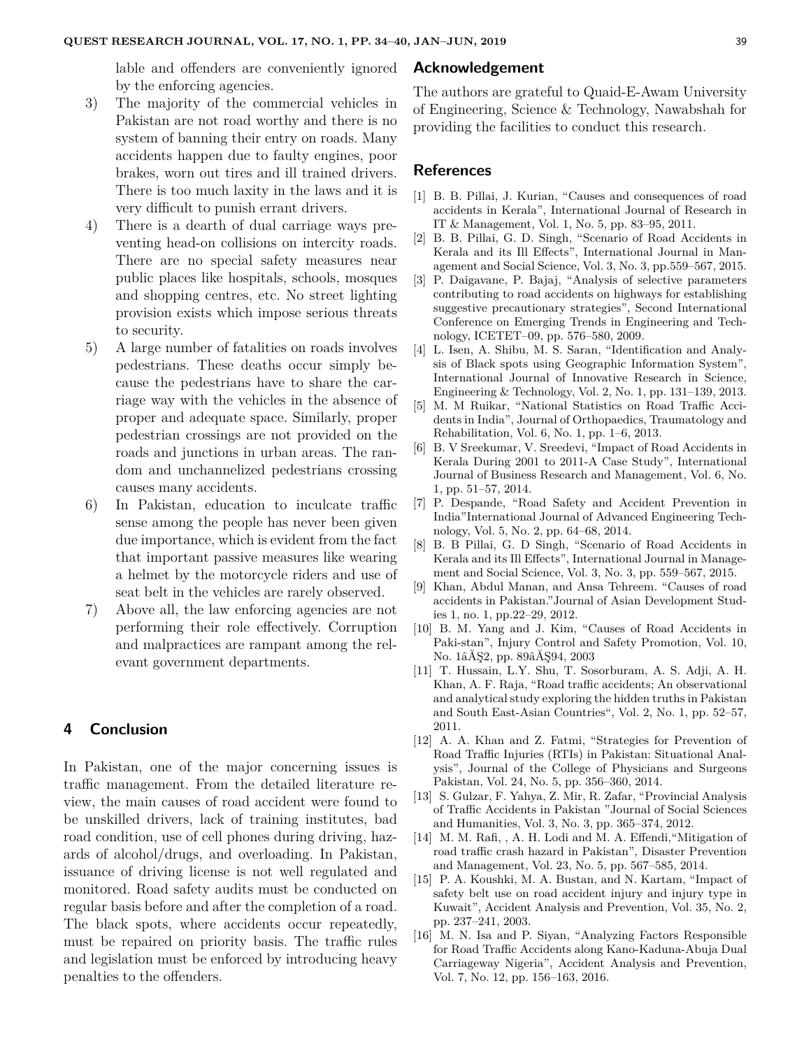lable and offenders are conveniently ignored by the enforcing agencies.

3) The majority of the commercial vehicles in Pakistan are not road worthy and there is no system of banning their entry on roads. Many accidents happen due to faulty engines, poor brakes, worn out tires and ill trained drivers. There is too much laxity in the laws and it is very difficult to punish errant drivers.
4) There is a dearth of dual carriage ways preventing head-on collisions on intercity roads. There are no special safety measures near public places like hospitals, schools, mosques and shopping centres, etc. No street lighting provision exists which impose serious threats to security.
5) A large number of fatalities on roads involves pedestrians. These deaths occur simply because the pedestrians have to share the carriage way with the vehicles in the absence of proper and adequate space. Similarly, proper pedestrian crossings are not provided on the roads and junctions in urban areas. The random and unchannelized pedestrians crossing causes many accidents.
6) In Pakistan, education to inculcate traffic sense among the people has never been given due importance, which is evident from the fact that important passive measures like wearing a helmet by the motorcycle riders and use of seat belt in the vehicles are rarely observed.
7) Above all, the law enforcing agencies are not performing their role effectively. Corruption and malpractices are rampant among the relevant government departments.

## 4 Conclusion

In Pakistan, one of the major concerning issues is traffic management. From the detailed literature review, the main causes of road accident were found to be unskilled drivers, lack of training institutes, bad road condition, use of cell phones during driving, hazards of alcohol/drugs, and overloading. In Pakistan, issuance of driving license is not well regulated and monitored. Road safety audits must be conducted on regular basis before and after the completion of a road. The black spots, where accidents occur repeatedly, must be repaired on priority basis. The traffic rules and legislation must be enforced by introducing heavy penalties to the offenders.

## Acknowledgement

The authors are grateful to Quaid-E-Awam University of Engineering, Science & Technology, Nawabshah for providing the facilities to conduct this research.

## References

[1] B. B. Pillai, J. Kurian, "Causes and consequences of road accidents in Kerala", International Journal of Research in IT & Management, Vol. 1, No. 5, pp. 83–95, 2011.

[2] B. B. Pillai, G. D. Singh, "Scenario of Road Accidents in Kerala and its Ill Effects", International Journal in Management and Social Science, Vol. 3, No. 3, pp.559–567, 2015.

[3] P. Daigavane, P. Bajaj, "Analysis of selective parameters contributing to road accidents on highways for establishing suggestive precautionary strategies", Second International Conference on Emerging Trends in Engineering and Technology, ICETET–09, pp. 576–580, 2009.

[4] L. Isen, A. Shibu, M. S. Saran, "Identification and Analysis of Black spots using Geographic Information System", International Journal of Innovative Research in Science, Engineering & Technology, Vol. 2, No. 1, pp. 131–139, 2013.

[5] M. M Ruikar, "National Statistics on Road Traffic Accidents in India", Journal of Orthopaedics, Traumatology and Rehabilitation, Vol. 6, No. 1, pp. 1–6, 2013.

[6] B. V Sreekumar, V. Sreedevi, "Impact of Road Accidents in Kerala During 2001 to 2011-A Case Study", International Journal of Business Research and Management, Vol. 6, No. 1, pp. 51–57, 2014.

[7] P. Despande, "Road Safety and Accident Prevention in India"International Journal of Advanced Engineering Technology, Vol. 5, No. 2, pp. 64–68, 2014.

[8] B. B Pillai, G. D Singh, "Scenario of Road Accidents in Kerala and its Ill Effects", International Journal in Management and Social Science, Vol. 3, No. 3, pp. 559–567, 2015.

[9] Khan, Abdul Manan, and Ansa Tehreem. "Causes of road accidents in Pakistan."Journal of Asian Development Studies 1, no. 1, pp.22–29, 2012.

[10] B. M. Yang and J. Kim, "Causes of Road Accidents in Paki-stan", Injury Control and Safety Promotion, Vol. 10, No. 1âĂŞ2, pp. 89âĂŞ94, 2003

[11] T. Hussain, L.Y. Shu, T. Sosorburam, A. S. Adji, A. H. Khan, A. F. Raja, "Road traffic accidents; An observational and analytical study exploring the hidden truths in Pakistan and South East-Asian Countries", Vol. 2, No. 1, pp. 52–57, 2011.

[12] A. A. Khan and Z. Fatmi, "Strategies for Prevention of Road Traffic Injuries (RTIs) in Pakistan: Situational Analysis", Journal of the College of Physicians and Surgeons Pakistan, Vol. 24, No. 5, pp. 356–360, 2014.

[13] S. Gulzar, F. Yahya, Z. Mir, R. Zafar, "Provincial Analysis of Traffic Accidents in Pakistan "Journal of Social Sciences and Humanities, Vol. 3, No. 3, pp. 365–374, 2012.

[14] M. M. Rafi, , A. H. Lodi and M. A. Effendi,"Mitigation of road traffic crash hazard in Pakistan", Disaster Prevention and Management, Vol. 23, No. 5, pp. 567–585, 2014.

[15] P. A. Koushki, M. A. Bustan, and N. Kartam, "Impact of safety belt use on road accident injury and injury type in Kuwait", Accident Analysis and Prevention, Vol. 35, No. 2, pp. 237–241, 2003.

[16] M. N. Isa and P. Siyan, "Analyzing Factors Responsible for Road Traffic Accidents along Kano-Kaduna-Abuja Dual Carriageway Nigeria", Accident Analysis and Prevention, Vol. 7, No. 12, pp. 156–163, 2016.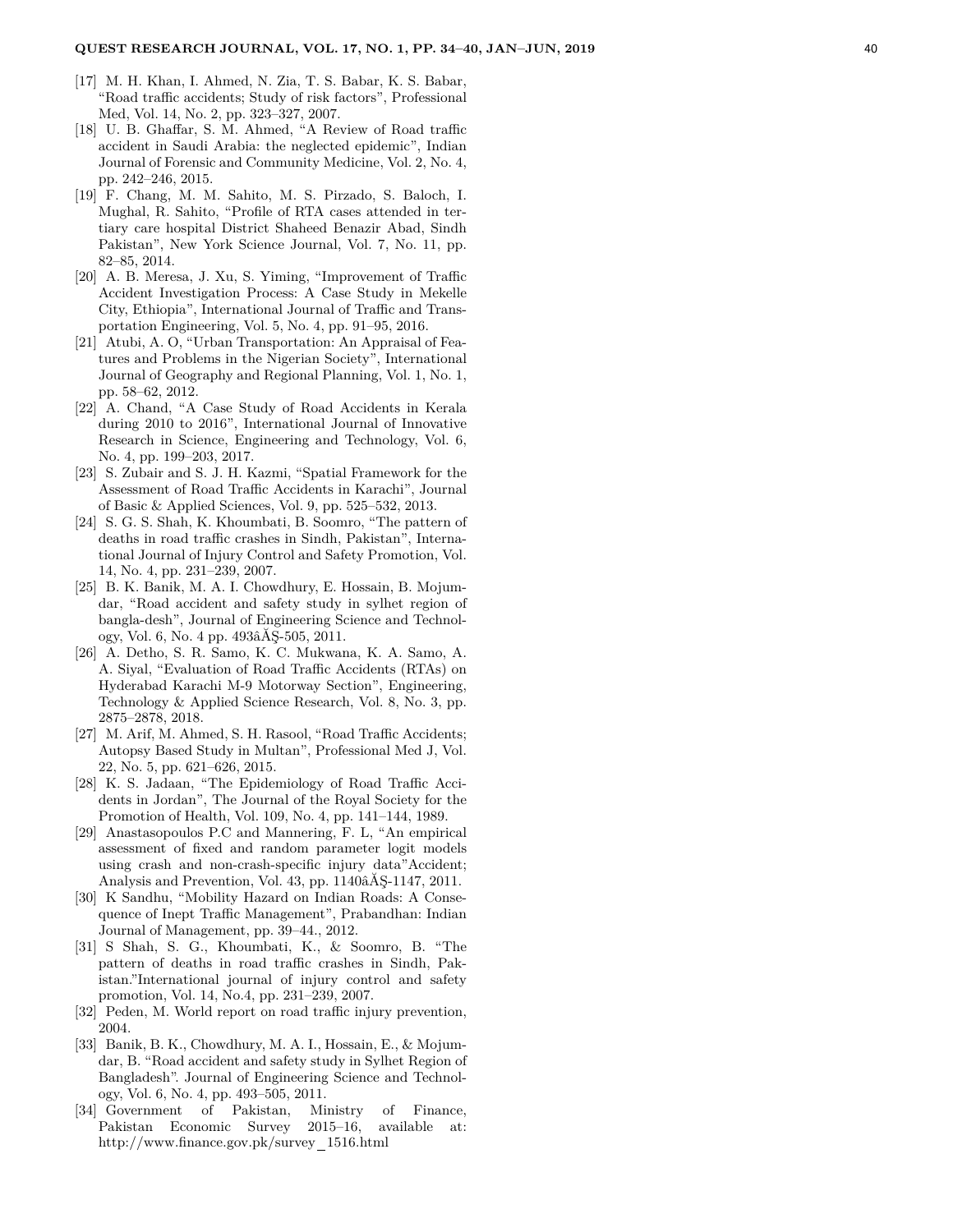[17] M. H. Khan, I. Ahmed, N. Zia, T. S. Babar, K. S. Babar, "Road traffic accidents; Study of risk factors", Professional Med, Vol. 14, No. 2, pp. 323–327, 2007.

[18] U. B. Ghaffar, S. M. Ahmed, "A Review of Road traffic accident in Saudi Arabia: the neglected epidemic", Indian Journal of Forensic and Community Medicine, Vol. 2, No. 4, pp. 242–246, 2015.

[19] F. Chang, M. M. Sahito, M. S. Pirzado, S. Baloch, I. Mughal, R. Sahito, "Profile of RTA cases attended in tertiary care hospital District Shaheed Benazir Abad, Sindh Pakistan", New York Science Journal, Vol. 7, No. 11, pp. 82–85, 2014.

[20] A. B. Meresa, J. Xu, S. Yiming, "Improvement of Traffic Accident Investigation Process: A Case Study in Mekelle City, Ethiopia", International Journal of Traffic and Transportation Engineering, Vol. 5, No. 4, pp. 91–95, 2016.

[21] Atubi, A. O, "Urban Transportation: An Appraisal of Features and Problems in the Nigerian Society", International Journal of Geography and Regional Planning, Vol. 1, No. 1, pp. 58–62, 2012.

[22] A. Chand, "A Case Study of Road Accidents in Kerala during 2010 to 2016", International Journal of Innovative Research in Science, Engineering and Technology, Vol. 6, No. 4, pp. 199–203, 2017.

[23] S. Zubair and S. J. H. Kazmi, "Spatial Framework for the Assessment of Road Traffic Accidents in Karachi", Journal of Basic & Applied Sciences, Vol. 9, pp. 525–532, 2013.

[24] S. G. S. Shah, K. Khoumbati, B. Soomro, "The pattern of deaths in road traffic crashes in Sindh, Pakistan", International Journal of Injury Control and Safety Promotion, Vol. 14, No. 4, pp. 231–239, 2007.

[25] B. K. Banik, M. A. I. Chowdhury, E. Hossain, B. Mojumdar, "Road accident and safety study in sylhet region of bangla-desh", Journal of Engineering Science and Technology, Vol. 6, No. 4 pp. 493âĂŞ-505, 2011.

[26] A. Detho, S. R. Samo, K. C. Mukwana, K. A. Samo, A. A. Siyal, "Evaluation of Road Traffic Accidents (RTAs) on Hyderabad Karachi M-9 Motorway Section", Engineering, Technology & Applied Science Research, Vol. 8, No. 3, pp. 2875–2878, 2018.

[27] M. Arif, M. Ahmed, S. H. Rasool, "Road Traffic Accidents; Autopsy Based Study in Multan", Professional Med J, Vol. 22, No. 5, pp. 621–626, 2015.

[28] K. S. Jadaan, "The Epidemiology of Road Traffic Accidents in Jordan", The Journal of the Royal Society for the Promotion of Health, Vol. 109, No. 4, pp. 141–144, 1989.

[29] Anastasopoulos P.C and Mannering, F. L, "An empirical assessment of fixed and random parameter logit models using crash and non-crash-specific injury data"Accident; Analysis and Prevention, Vol. 43, pp. 1140âĂŞ-1147, 2011.

[30] K Sandhu, "Mobility Hazard on Indian Roads: A Consequence of Inept Traffic Management", Prabandhan: Indian Journal of Management, pp. 39–44., 2012.

[31] S Shah, S. G., Khoumbati, K., & Soomro, B. "The pattern of deaths in road traffic crashes in Sindh, Pakistan."International journal of injury control and safety promotion, Vol. 14, No.4, pp. 231–239, 2007.

[32] Peden, M. World report on road traffic injury prevention, 2004.

[33] Banik, B. K., Chowdhury, M. A. I., Hossain, E., & Mojumdar, B. "Road accident and safety study in Sylhet Region of Bangladesh". Journal of Engineering Science and Technology, Vol. 6, No. 4, pp. 493–505, 2011.

[34] Government of Pakistan, Ministry of Finance, Pakistan Economic Survey 2015–16, available at: http://www.finance.gov.pk/survey_1516.html